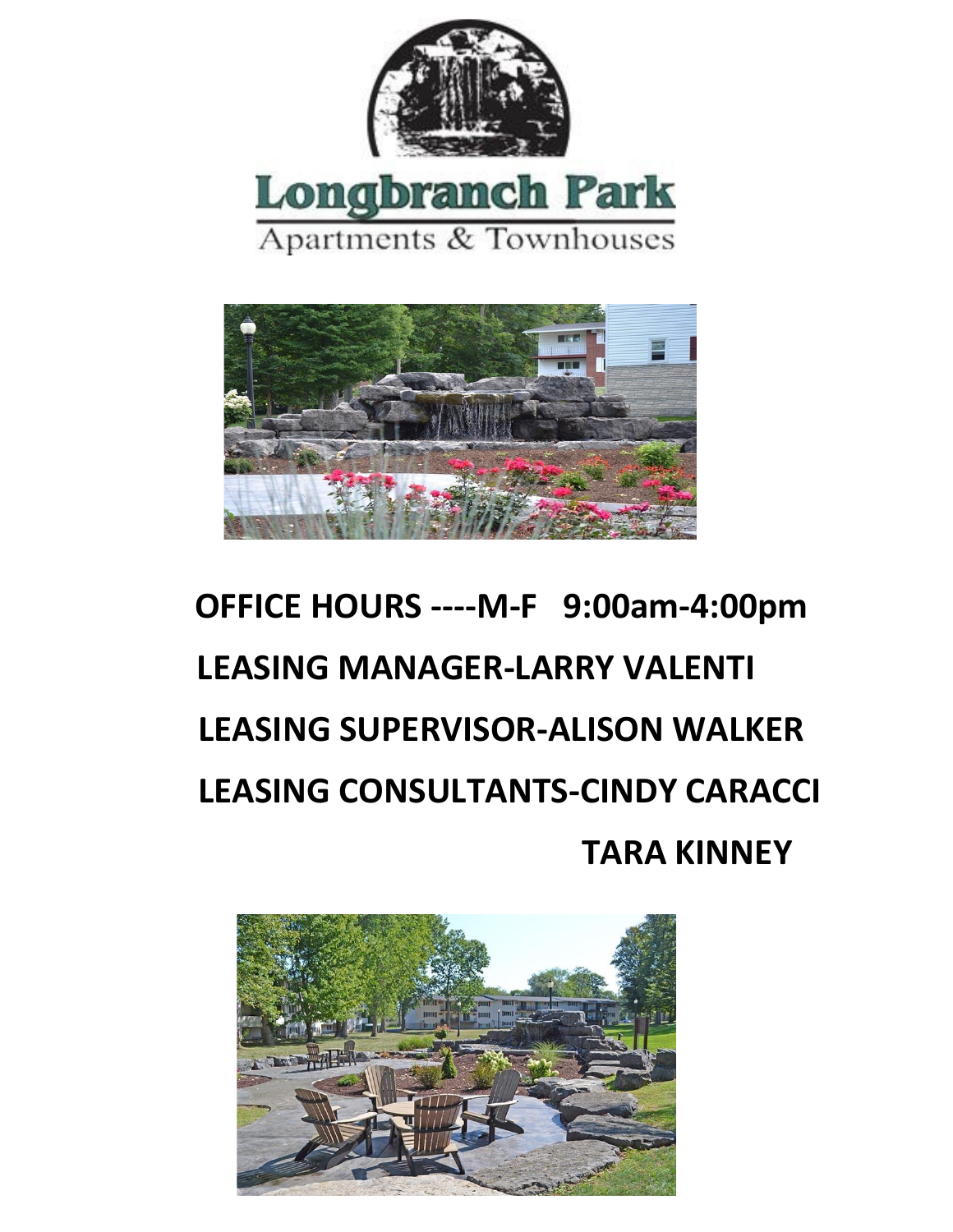# Longbranch Park

Apartments & Townhouses

**OFFICE HOURS ----M-F 9:00am-4:00pm**

**LEASING MANAGER-LARRY VALENTI**

**LEASING SUPERVISOR-ALISON WALKER**

**LEASING CONSULTANTS-CINDY CARACCI**

**TARA KINNEY**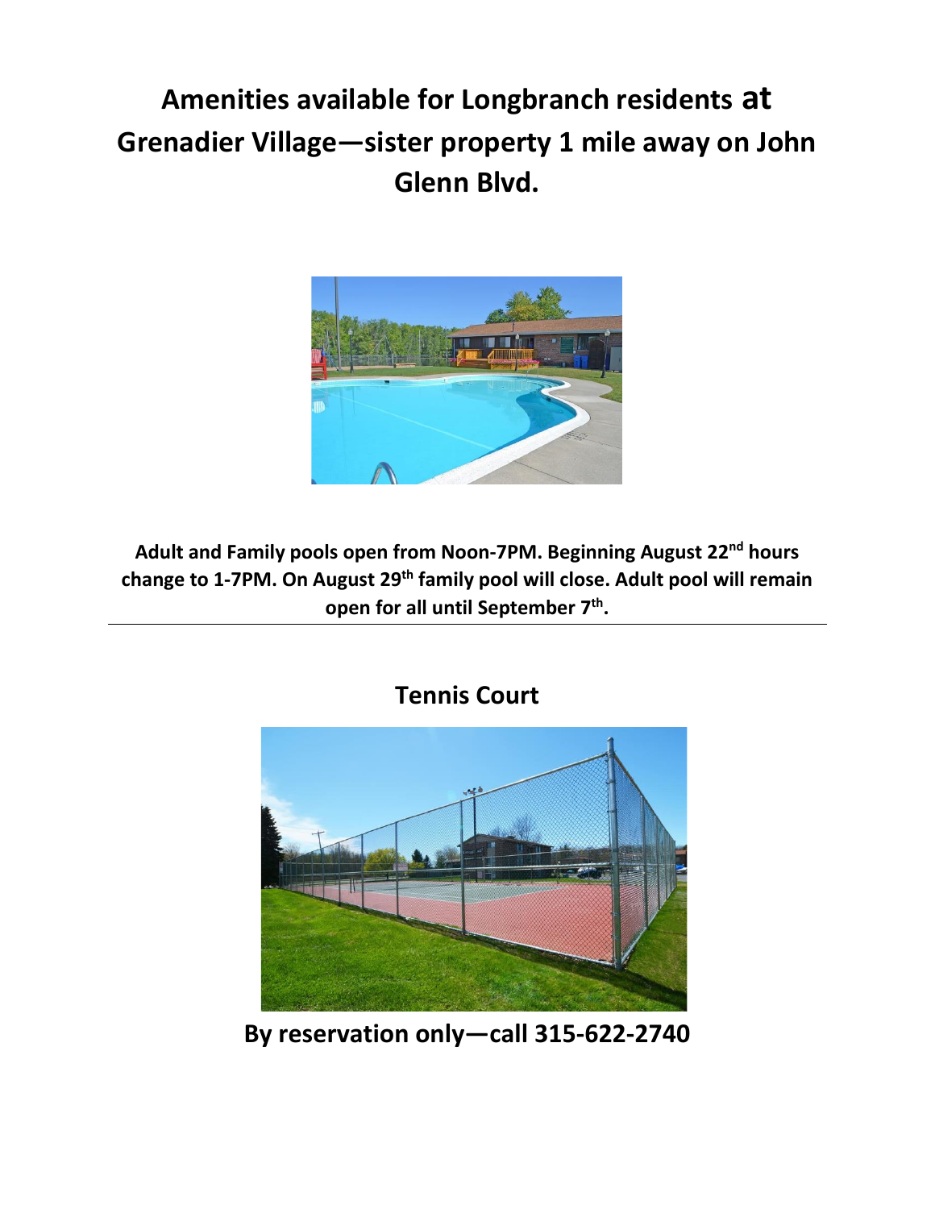# Amenities available for Longbranch residents at Grenadier Village—sister property 1 mile away on John Glenn Blvd.

**Adult and Family pools open from Noon-7PM. Beginning August 22nd hours change to 1-7PM. On August 29th family pool will close. Adult pool will remain open for all until September 7th.**

---

## Tennis Court

**By reservation only—call 315-622-2740**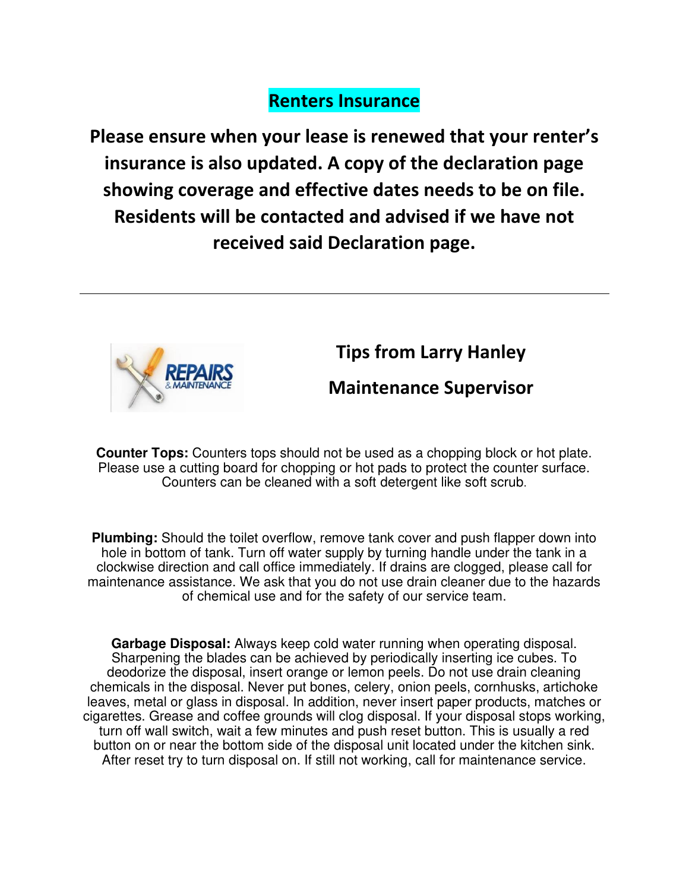## Renters Insurance

**Please ensure when your lease is renewed that your renter's insurance is also updated. A copy of the declaration page showing coverage and effective dates needs to be on file. Residents will be contacted and advised if we have not received said Declaration page.**

---

## Tips from Larry Hanley

## Maintenance Supervisor

**Counter Tops:** Counters tops should not be used as a chopping block or hot plate. Please use a cutting board for chopping or hot pads to protect the counter surface. Counters can be cleaned with a soft detergent like soft scrub.

**Plumbing:** Should the toilet overflow, remove tank cover and push flapper down into hole in bottom of tank. Turn off water supply by turning handle under the tank in a clockwise direction and call office immediately. If drains are clogged, please call for maintenance assistance. We ask that you do not use drain cleaner due to the hazards of chemical use and for the safety of our service team.

**Garbage Disposal:** Always keep cold water running when operating disposal. Sharpening the blades can be achieved by periodically inserting ice cubes. To deodorize the disposal, insert orange or lemon peels. Do not use drain cleaning chemicals in the disposal. Never put bones, celery, onion peels, cornhusks, artichoke leaves, metal or glass in disposal. In addition, never insert paper products, matches or cigarettes. Grease and coffee grounds will clog disposal. If your disposal stops working, turn off wall switch, wait a few minutes and push reset button. This is usually a red button on or near the bottom side of the disposal unit located under the kitchen sink. After reset try to turn disposal on. If still not working, call for maintenance service.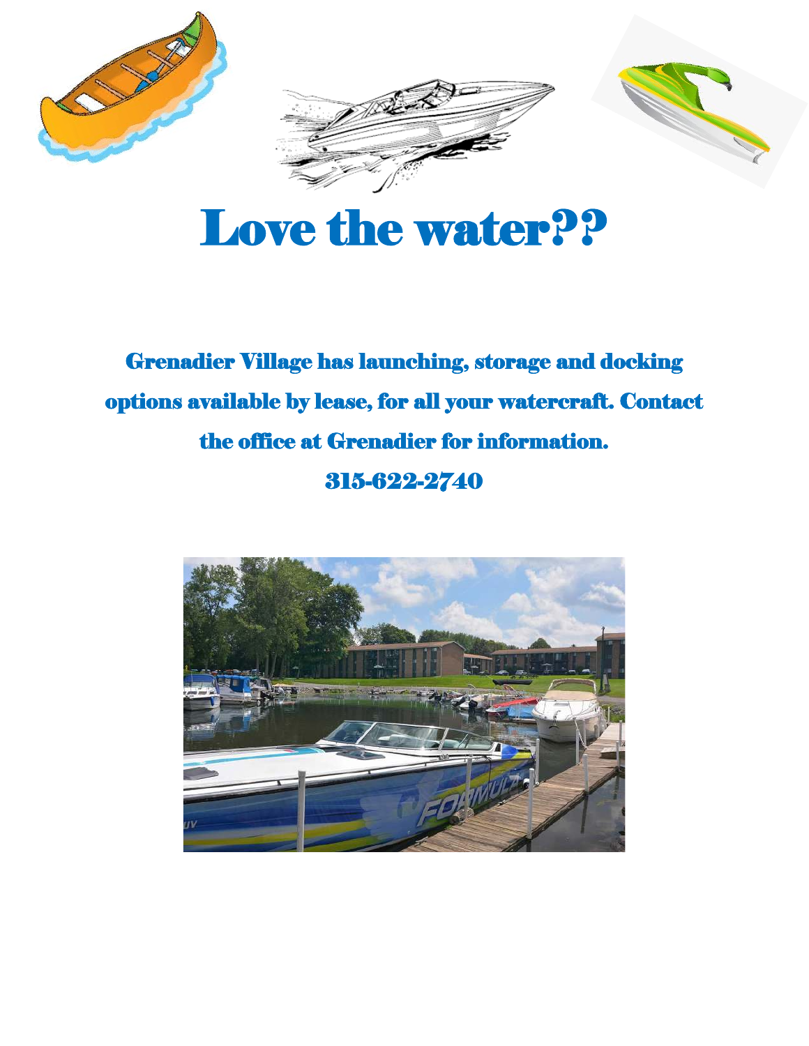# Love the water??

**Grenadier Village has launching, storage and docking options available by lease, for all your watercraft. Contact the office at Grenadier for information.**

**315-622-2740**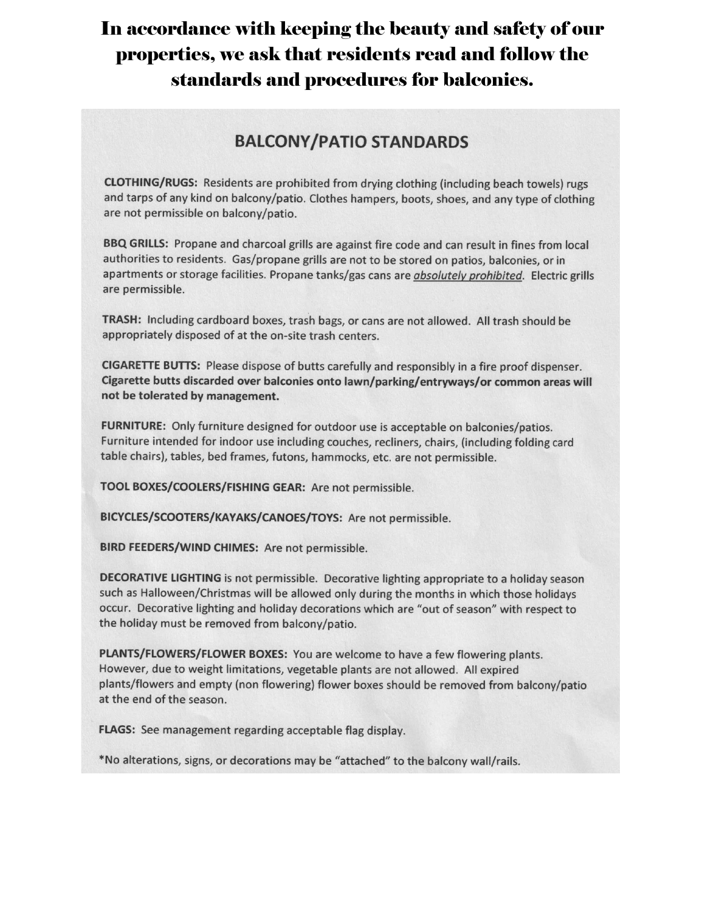# In accordance with keeping the beauty and safety of our properties, we ask that residents read and follow the standards and procedures for balconies.

## BALCONY/PATIO STANDARDS

**CLOTHING/RUGS:** Residents are prohibited from drying clothing (including beach towels) rugs and tarps of any kind on balcony/patio. Clothes hampers, boots, shoes, and any type of clothing are not permissible on balcony/patio.

**BBQ GRILLS:** Propane and charcoal grills are against fire code and can result in fines from local authorities to residents. Gas/propane grills are not to be stored on patios, balconies, or in apartments or storage facilities. Propane tanks/gas cans are ***absolutely prohibited***. Electric grills are permissible.

**TRASH:** Including cardboard boxes, trash bags, or cans are not allowed. All trash should be appropriately disposed of at the on-site trash centers.

**CIGARETTE BUTTS:** Please dispose of butts carefully and responsibly in a fire proof dispenser. **Cigarette butts discarded over balconies onto lawn/parking/entryways/or common areas will not be tolerated by management.**

**FURNITURE:** Only furniture designed for outdoor use is acceptable on balconies/patios. Furniture intended for indoor use including couches, recliners, chairs, (including folding card table chairs), tables, bed frames, futons, hammocks, etc. are not permissible.

**TOOL BOXES/COOLERS/FISHING GEAR:** Are not permissible.

**BICYCLES/SCOOTERS/KAYAKS/CANOES/TOYS:** Are not permissible.

**BIRD FEEDERS/WIND CHIMES:** Are not permissible.

**DECORATIVE LIGHTING** is not permissible. Decorative lighting appropriate to a holiday season such as Halloween/Christmas will be allowed only during the months in which those holidays occur. Decorative lighting and holiday decorations which are "out of season" with respect to the holiday must be removed from balcony/patio.

**PLANTS/FLOWERS/FLOWER BOXES:** You are welcome to have a few flowering plants. However, due to weight limitations, vegetable plants are not allowed. All expired plants/flowers and empty (non flowering) flower boxes should be removed from balcony/patio at the end of the season.

**FLAGS:** See management regarding acceptable flag display.

*No alterations, signs, or decorations may be "attached" to the balcony wall/rails.